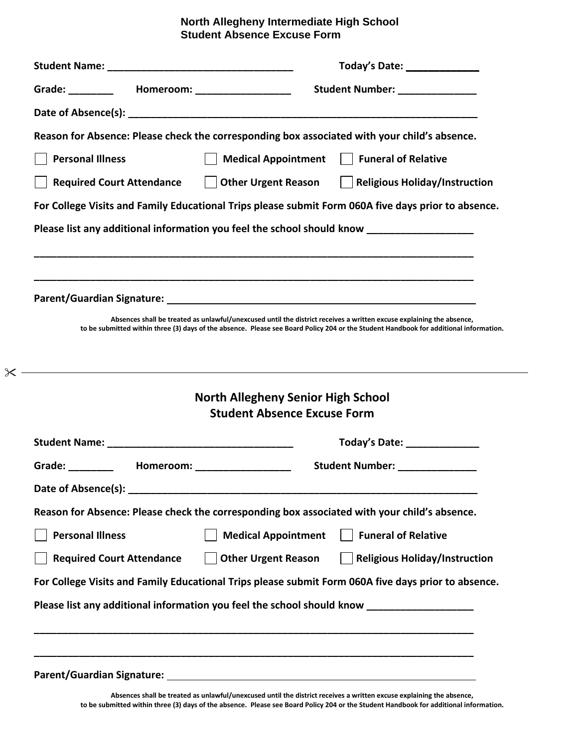## North Allegheny Intermediate High School
## Student Absence Excuse Form

**Student Name:** ________________________________ **Today's Date:** ____________

**Grade:** ________ **Homeroom:** ________________ **Student Number:** ______________

**Date of Absence(s):** ____________________________________________________________

**Reason for Absence: Please check the corresponding box associated with your child's absence.**

- [ ] **Personal Illness**
- [ ] **Medical Appointment**
- [ ] **Funeral of Relative**
- [ ] **Required Court Attendance**
- [ ] **Other Urgent Reason**
- [ ] **Religious Holiday/Instruction**

**For College Visits and Family Educational Trips please submit Form 060A five days prior to absence.**

**Please list any additional information you feel the school should know** __________________

______________________________________________________________________________

______________________________________________________________________________

**Parent/Guardian Signature:** ______________________________________________________

**Absences shall be treated as unlawful/unexcused until the district receives a written excuse explaining the absence, to be submitted within three (3) days of the absence. Please see Board Policy 204 or the Student Handbook for additional information.**

---

## North Allegheny Senior High School
## Student Absence Excuse Form

**Student Name:** ________________________________ **Today's Date:** ____________

**Grade:** ________ **Homeroom:** ________________ **Student Number:** ______________

**Date of Absence(s):** ____________________________________________________________

**Reason for Absence: Please check the corresponding box associated with your child's absence.**

- [ ] **Personal Illness**
- [ ] **Medical Appointment**
- [ ] **Funeral of Relative**
- [ ] **Required Court Attendance**
- [ ] **Other Urgent Reason**
- [ ] **Religious Holiday/Instruction**

**For College Visits and Family Educational Trips please submit Form 060A five days prior to absence.**

**Please list any additional information you feel the school should know** __________________

______________________________________________________________________________

______________________________________________________________________________

**Parent/Guardian Signature:** ______________________________________________________

**Absences shall be treated as unlawful/unexcused until the district receives a written excuse explaining the absence, to be submitted within three (3) days of the absence. Please see Board Policy 204 or the Student Handbook for additional information.**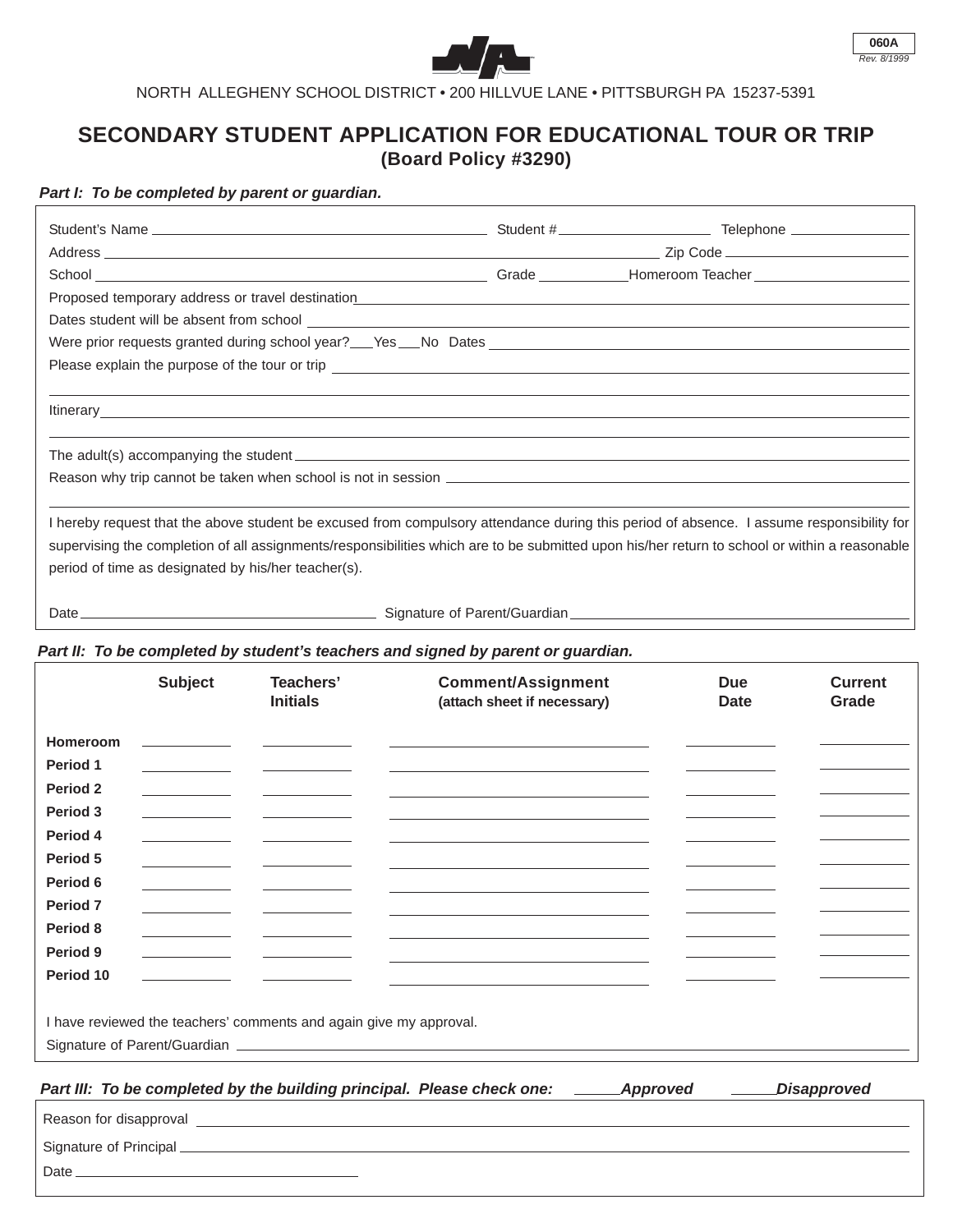060A
Rev. 8/1999

NORTH ALLEGHENY SCHOOL DISTRICT • 200 HILLVUE LANE • PITTSBURGH PA 15237-5391

# SECONDARY STUDENT APPLICATION FOR EDUCATIONAL TOUR OR TRIP

**(Board Policy #3290)**

***Part I: To be completed by parent or guardian.***

Student's Name ______________________ Student # ______________ Telephone ______________

Address ____________________________________________ Zip Code ______________

School ______________________ Grade ________ Homeroom Teacher ______________

Proposed temporary address or travel destination ____________________________________________

Dates student will be absent from school ____________________________________________

Were prior requests granted during school year? ___Yes ___No Dates ______________________

Please explain the purpose of the tour or trip ____________________________________________

____________________________________________

Itinerary ____________________________________________

____________________________________________

The adult(s) accompanying the student ____________________________________________

Reason why trip cannot be taken when school is not in session ______________________

____________________________________________

I hereby request that the above student be excused from compulsory attendance during this period of absence. I assume responsibility for supervising the completion of all assignments/responsibilities which are to be submitted upon his/her return to school or within a reasonable period of time as designated by his/her teacher(s).

Date ______________________ Signature of Parent/Guardian ______________________

***Part II: To be completed by student's teachers and signed by parent or guardian.***

| | Subject | Teachers' Initials | Comment/Assignment (attach sheet if necessary) | Due Date | Current Grade |
|---|---|---|---|---|---|
| **Homeroom** | | | | | |
| **Period 1** | | | | | |
| **Period 2** | | | | | |
| **Period 3** | | | | | |
| **Period 4** | | | | | |
| **Period 5** | | | | | |
| **Period 6** | | | | | |
| **Period 7** | | | | | |
| **Period 8** | | | | | |
| **Period 9** | | | | | |
| **Period 10** | | | | | |

I have reviewed the teachers' comments and again give my approval.

Signature of Parent/Guardian ____________________________________________

***Part III: To be completed by the building principal. Please check one: _____Approved _____Disapproved***

Reason for disapproval ____________________________________________

Signature of Principal ____________________________________________

Date ______________________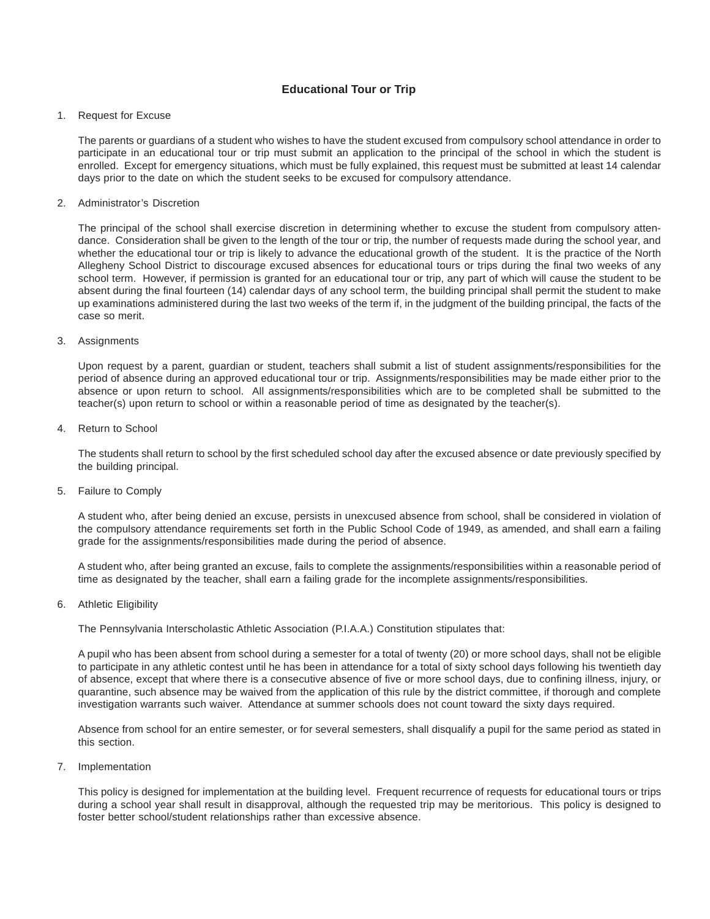# Educational Tour or Trip

1. Request for Excuse

   The parents or guardians of a student who wishes to have the student excused from compulsory school attendance in order to participate in an educational tour or trip must submit an application to the principal of the school in which the student is enrolled. Except for emergency situations, which must be fully explained, this request must be submitted at least 14 calendar days prior to the date on which the student seeks to be excused for compulsory attendance.

2. Administrator's Discretion

   The principal of the school shall exercise discretion in determining whether to excuse the student from compulsory attendance. Consideration shall be given to the length of the tour or trip, the number of requests made during the school year, and whether the educational tour or trip is likely to advance the educational growth of the student. It is the practice of the North Allegheny School District to discourage excused absences for educational tours or trips during the final two weeks of any school term. However, if permission is granted for an educational tour or trip, any part of which will cause the student to be absent during the final fourteen (14) calendar days of any school term, the building principal shall permit the student to make up examinations administered during the last two weeks of the term if, in the judgment of the building principal, the facts of the case so merit.

3. Assignments

   Upon request by a parent, guardian or student, teachers shall submit a list of student assignments/responsibilities for the period of absence during an approved educational tour or trip. Assignments/responsibilities may be made either prior to the absence or upon return to school. All assignments/responsibilities which are to be completed shall be submitted to the teacher(s) upon return to school or within a reasonable period of time as designated by the teacher(s).

4. Return to School

   The students shall return to school by the first scheduled school day after the excused absence or date previously specified by the building principal.

5. Failure to Comply

   A student who, after being denied an excuse, persists in unexcused absence from school, shall be considered in violation of the compulsory attendance requirements set forth in the Public School Code of 1949, as amended, and shall earn a failing grade for the assignments/responsibilities made during the period of absence.

   A student who, after being granted an excuse, fails to complete the assignments/responsibilities within a reasonable period of time as designated by the teacher, shall earn a failing grade for the incomplete assignments/responsibilities.

6. Athletic Eligibility

   The Pennsylvania Interscholastic Athletic Association (P.I.A.A.) Constitution stipulates that:

   A pupil who has been absent from school during a semester for a total of twenty (20) or more school days, shall not be eligible to participate in any athletic contest until he has been in attendance for a total of sixty school days following his twentieth day of absence, except that where there is a consecutive absence of five or more school days, due to confining illness, injury, or quarantine, such absence may be waived from the application of this rule by the district committee, if thorough and complete investigation warrants such waiver. Attendance at summer schools does not count toward the sixty days required.

   Absence from school for an entire semester, or for several semesters, shall disqualify a pupil for the same period as stated in this section.

7. Implementation

   This policy is designed for implementation at the building level. Frequent recurrence of requests for educational tours or trips during a school year shall result in disapproval, although the requested trip may be meritorious. This policy is designed to foster better school/student relationships rather than excessive absence.